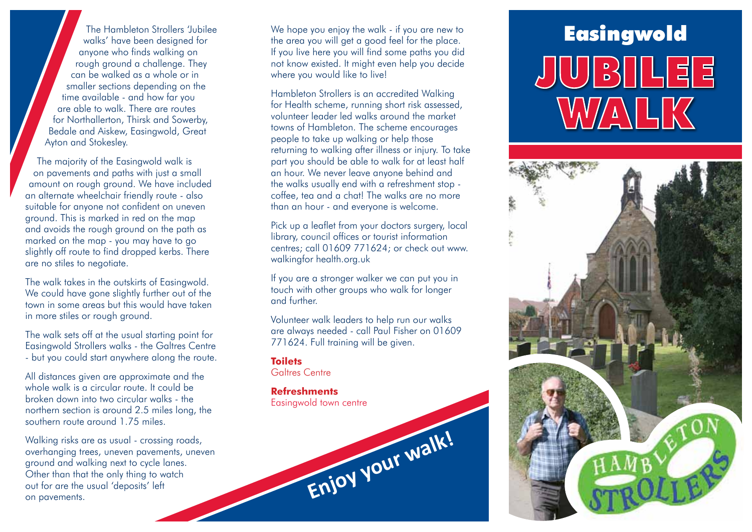# Easingwold JUBILEE WALK

The Hambleton Strollers 'Jubilee walks' have been designed for anyone who finds walking on rough ground a challenge. They can be walked as a whole or in smaller sections depending on the time available - and how far you are able to walk. There are routes for Northallerton, Thirsk and Sowerby, Bedale and Aiskew, Easingwold, Great Ayton and Stokesley.

The majority of the Easingwold walk is on pavements and paths with just a small amount on rough ground. We have included an alternate wheelchair friendly route - also suitable for anyone not confident on uneven ground. This is marked in red on the map and avoids the rough ground on the path as marked on the map - you may have to go slightly off route to find dropped kerbs. There are no stiles to negotiate.

The walk takes in the outskirts of Easingwold. We could have gone slightly further out of the town in some areas but this would have taken in more stiles or rough ground.

The walk sets off at the usual starting point for Easingwold Strollers walks - the Galtres Centre - but you could start anywhere along the route.

All distances given are approximate and the whole walk is a circular route. It could be broken down into two circular walks - the northern section is around 2.5 miles long, the southern route around 1.75 miles.

Walking risks are as usual - crossing roads, overhanging trees, uneven pavements, uneven ground and walking next to cycle lanes. Other than that the only thing to watch out for are the usual 'deposits' left on pavements.

We hope you enjoy the walk - if you are new to the area you will get a good feel for the place. If you live here you will find some paths you did not know existed. It might even help you decide where you would like to live!

Hambleton Strollers is an accredited Walking for Health scheme, running short risk assessed, volunteer leader led walks around the market towns of Hambleton. The scheme encourages people to take up walking or help those returning to walking after illness or injury. To take part you should be able to walk for at least half an hour. We never leave anyone behind and the walks usually end with a refreshment stop - coffee, tea and a chat! The walks are no more than an hour - and everyone is welcome.

Pick up a leaflet from your doctors surgery, local library, council offices or tourist information centres; call 01609 771624; or check out www.walkingfor health.org.uk

If you are a stronger walker we can put you in touch with other groups who walk for longer and further.

Volunteer walk leaders to help run our walks are always needed - call Paul Fisher on 01609 771624. Full training will be given.

**Toilets**
Galtres Centre

**Refreshments**
Easingwold town centre

Enjoy your walk!

HAMBLETON STROLLERS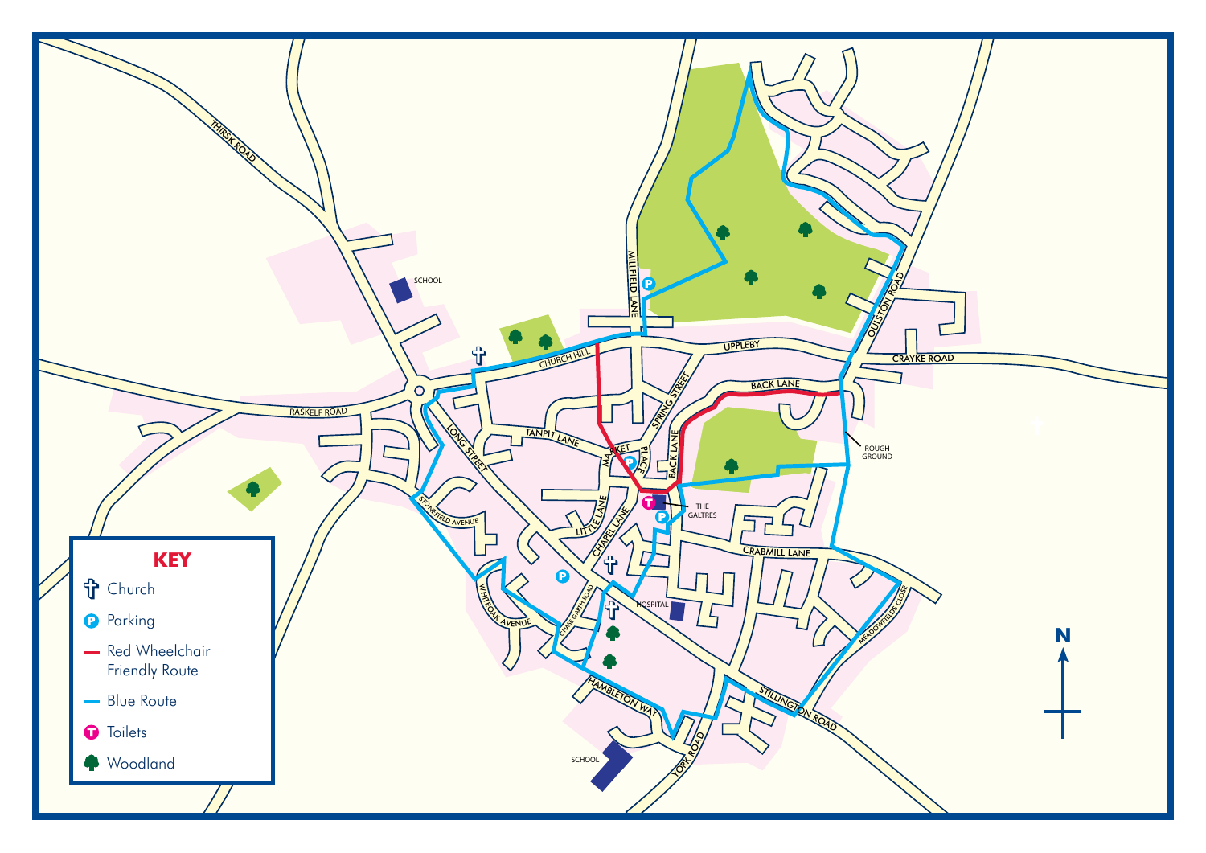KEY

- Church
- Parking
- Red Wheelchair Friendly Route
- Blue Route
- Toilets
- Woodland

N

THIRSK ROAD
SCHOOL
MILLFIELD LANE
CHURCH HILL
UPPLEBY
OULSTON ROAD
CRAYKE ROAD
RASKELF ROAD
SPRING STREET
BACK LANE
TANPIT LANE
MARKET PLACE
LONG STREET
BACK LANE
ROUGH GROUND
THE GALTRES
STONEFIELD AVENUE
LITTLE LANE
CHAPEL LANE
CRABMILL LANE
WHITEOAK AVENUE
CHASE GARTH ROAD
HOSPITAL
MEADOWFIELDS CLOSE
HAMBLETON WAY
STILLINGTON ROAD
YORK ROAD
SCHOOL